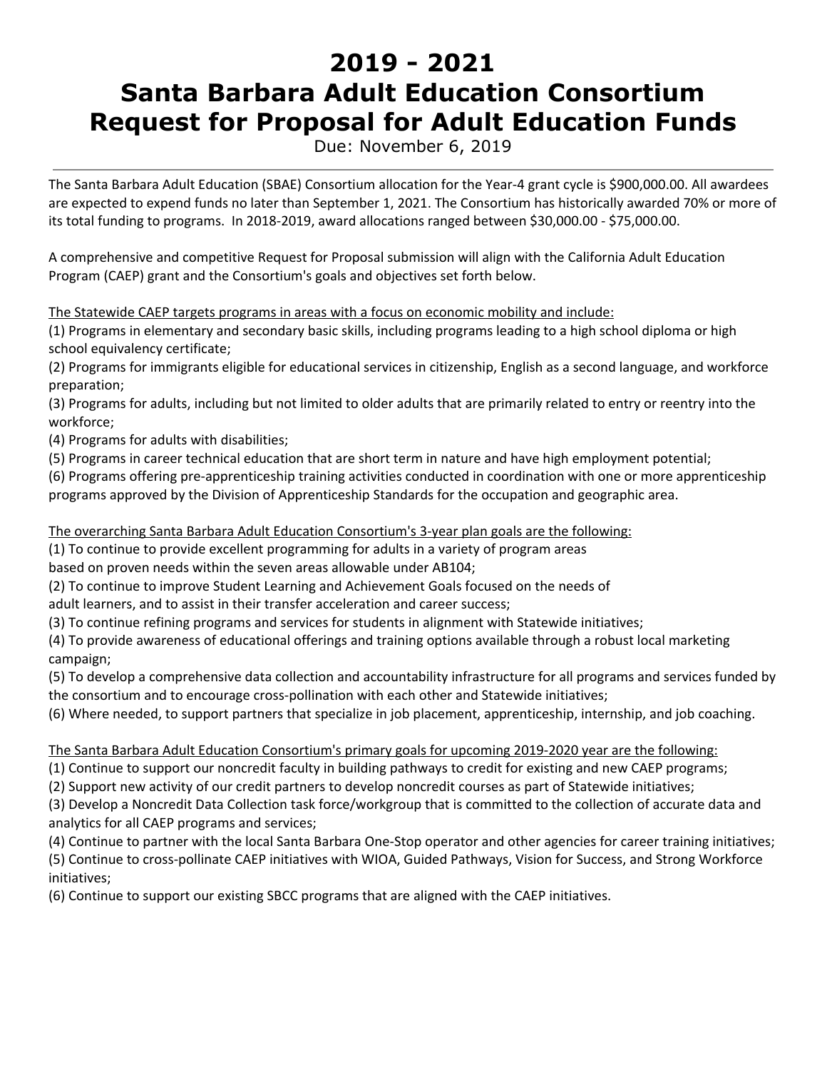# 2019 - 2021
# Santa Barbara Adult Education Consortium Request for Proposal for Adult Education Funds

Due: November 6, 2019

---

The Santa Barbara Adult Education (SBAE) Consortium allocation for the Year-4 grant cycle is $900,000.00. All awardees are expected to expend funds no later than September 1, 2021. The Consortium has historically awarded 70% or more of its total funding to programs. In 2018-2019, award allocations ranged between $30,000.00 - $75,000.00.

A comprehensive and competitive Request for Proposal submission will align with the California Adult Education Program (CAEP) grant and the Consortium's goals and objectives set forth below.

The Statewide CAEP targets programs in areas with a focus on economic mobility and include:
(1) Programs in elementary and secondary basic skills, including programs leading to a high school diploma or high school equivalency certificate;
(2) Programs for immigrants eligible for educational services in citizenship, English as a second language, and workforce preparation;
(3) Programs for adults, including but not limited to older adults that are primarily related to entry or reentry into the workforce;
(4) Programs for adults with disabilities;
(5) Programs in career technical education that are short term in nature and have high employment potential;
(6) Programs offering pre-apprenticeship training activities conducted in coordination with one or more apprenticeship programs approved by the Division of Apprenticeship Standards for the occupation and geographic area.

The overarching Santa Barbara Adult Education Consortium's 3-year plan goals are the following:
(1) To continue to provide excellent programming for adults in a variety of program areas based on proven needs within the seven areas allowable under AB104;
(2) To continue to improve Student Learning and Achievement Goals focused on the needs of adult learners, and to assist in their transfer acceleration and career success;
(3) To continue refining programs and services for students in alignment with Statewide initiatives;
(4) To provide awareness of educational offerings and training options available through a robust local marketing campaign;
(5) To develop a comprehensive data collection and accountability infrastructure for all programs and services funded by the consortium and to encourage cross-pollination with each other and Statewide initiatives;
(6) Where needed, to support partners that specialize in job placement, apprenticeship, internship, and job coaching.

The Santa Barbara Adult Education Consortium's primary goals for upcoming 2019-2020 year are the following:
(1) Continue to support our noncredit faculty in building pathways to credit for existing and new CAEP programs;
(2) Support new activity of our credit partners to develop noncredit courses as part of Statewide initiatives;
(3) Develop a Noncredit Data Collection task force/workgroup that is committed to the collection of accurate data and analytics for all CAEP programs and services;
(4) Continue to partner with the local Santa Barbara One-Stop operator and other agencies for career training initiatives;
(5) Continue to cross-pollinate CAEP initiatives with WIOA, Guided Pathways, Vision for Success, and Strong Workforce initiatives;
(6) Continue to support our existing SBCC programs that are aligned with the CAEP initiatives.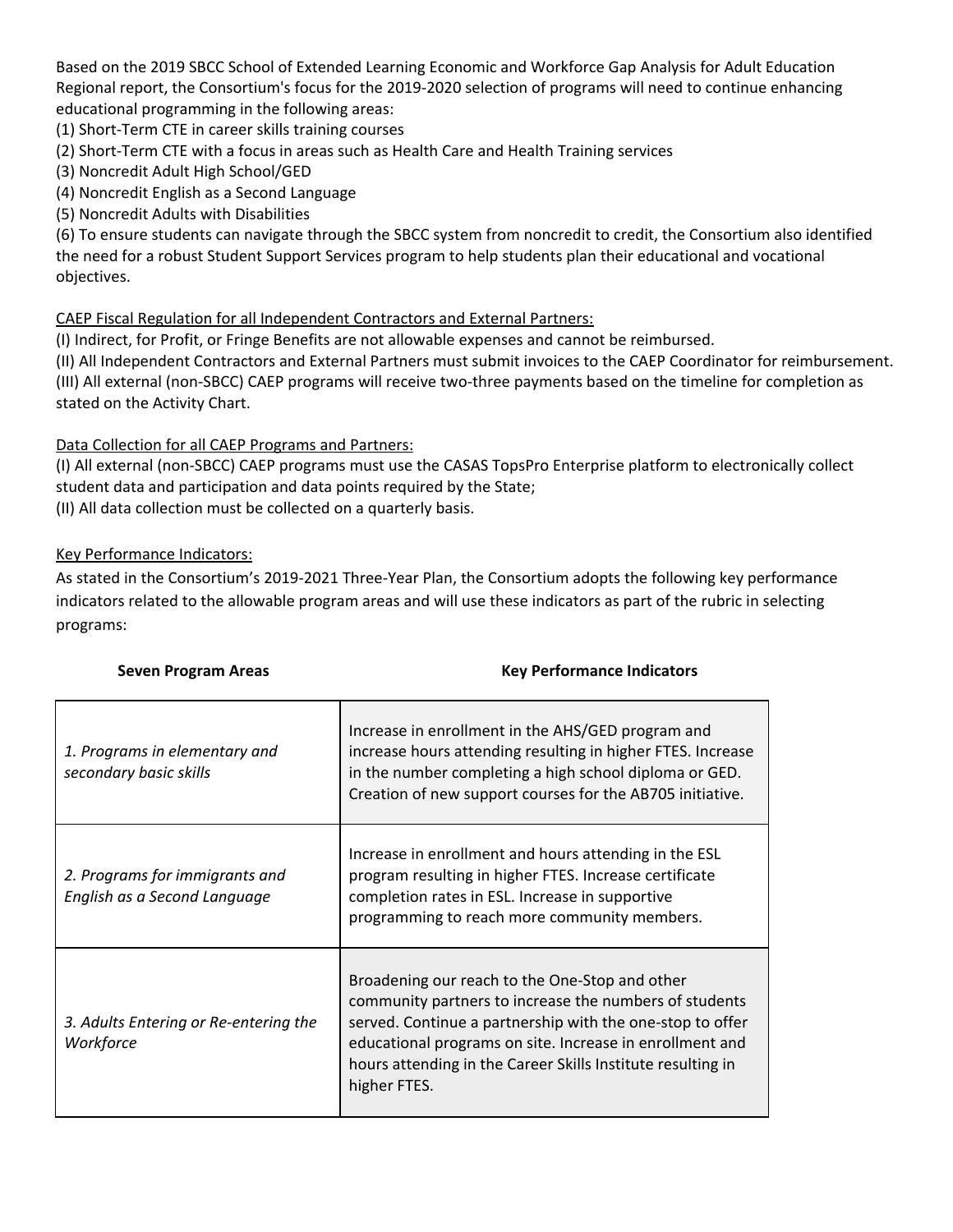Based on the 2019 SBCC School of Extended Learning Economic and Workforce Gap Analysis for Adult Education Regional report, the Consortium's focus for the 2019-2020 selection of programs will need to continue enhancing educational programming in the following areas:

(1) Short-Term CTE in career skills training courses
(2) Short-Term CTE with a focus in areas such as Health Care and Health Training services
(3) Noncredit Adult High School/GED
(4) Noncredit English as a Second Language
(5) Noncredit Adults with Disabilities
(6) To ensure students can navigate through the SBCC system from noncredit to credit, the Consortium also identified the need for a robust Student Support Services program to help students plan their educational and vocational objectives.

<u>CAEP Fiscal Regulation for all Independent Contractors and External Partners:</u>

(I) Indirect, for Profit, or Fringe Benefits are not allowable expenses and cannot be reimbursed.
(II) All Independent Contractors and External Partners must submit invoices to the CAEP Coordinator for reimbursement.
(III) All external (non-SBCC) CAEP programs will receive two-three payments based on the timeline for completion as stated on the Activity Chart.

<u>Data Collection for all CAEP Programs and Partners:</u>

(I) All external (non-SBCC) CAEP programs must use the CASAS TopsPro Enterprise platform to electronically collect student data and participation and data points required by the State;
(II) All data collection must be collected on a quarterly basis.

<u>Key Performance Indicators:</u>

As stated in the Consortium's 2019-2021 Three-Year Plan, the Consortium adopts the following key performance indicators related to the allowable program areas and will use these indicators as part of the rubric in selecting programs:

| **Seven Program Areas** | **Key Performance Indicators** |
|---|---|
| *1. Programs in elementary and secondary basic skills* | Increase in enrollment in the AHS/GED program and increase hours attending resulting in higher FTES. Increase in the number completing a high school diploma or GED. Creation of new support courses for the AB705 initiative. |
| *2. Programs for immigrants and English as a Second Language* | Increase in enrollment and hours attending in the ESL program resulting in higher FTES. Increase certificate completion rates in ESL. Increase in supportive programming to reach more community members. |
| *3. Adults Entering or Re-entering the Workforce* | Broadening our reach to the One-Stop and other community partners to increase the numbers of students served. Continue a partnership with the one-stop to offer educational programs on site. Increase in enrollment and hours attending in the Career Skills Institute resulting in higher FTES. |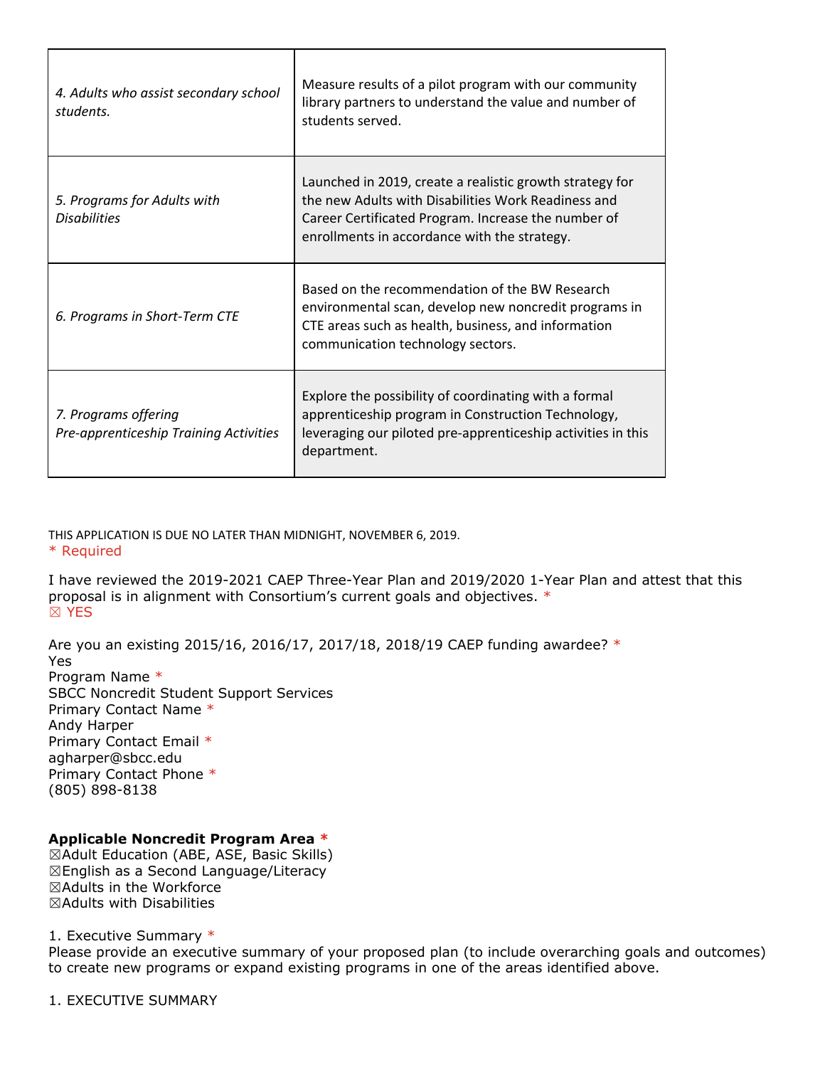| | |
|---|---|
| *4. Adults who assist secondary school students.* | Measure results of a pilot program with our community library partners to understand the value and number of students served. |
| *5. Programs for Adults with Disabilities* | Launched in 2019, create a realistic growth strategy for the new Adults with Disabilities Work Readiness and Career Certificated Program. Increase the number of enrollments in accordance with the strategy. |
| *6. Programs in Short-Term CTE* | Based on the recommendation of the BW Research environmental scan, develop new noncredit programs in CTE areas such as health, business, and information communication technology sectors. |
| *7. Programs offering Pre-apprenticeship Training Activities* | Explore the possibility of coordinating with a formal apprenticeship program in Construction Technology, leveraging our piloted pre-apprenticeship activities in this department. |

THIS APPLICATION IS DUE NO LATER THAN MIDNIGHT, NOVEMBER 6, 2019.
\* Required

I have reviewed the 2019-2021 CAEP Three-Year Plan and 2019/2020 1-Year Plan and attest that this proposal is in alignment with Consortium's current goals and objectives. *
☒ YES

Are you an existing 2015/16, 2016/17, 2017/18, 2018/19 CAEP funding awardee? *
Yes

Program Name *
SBCC Noncredit Student Support Services

Primary Contact Name *
Andy Harper

Primary Contact Email *
agharper@sbcc.edu

Primary Contact Phone *
(805) 898-8138

**Applicable Noncredit Program Area ***
☒Adult Education (ABE, ASE, Basic Skills)
☒English as a Second Language/Literacy
☒Adults in the Workforce
☒Adults with Disabilities

1. Executive Summary *
Please provide an executive summary of your proposed plan (to include overarching goals and outcomes) to create new programs or expand existing programs in one of the areas identified above.

1. EXECUTIVE SUMMARY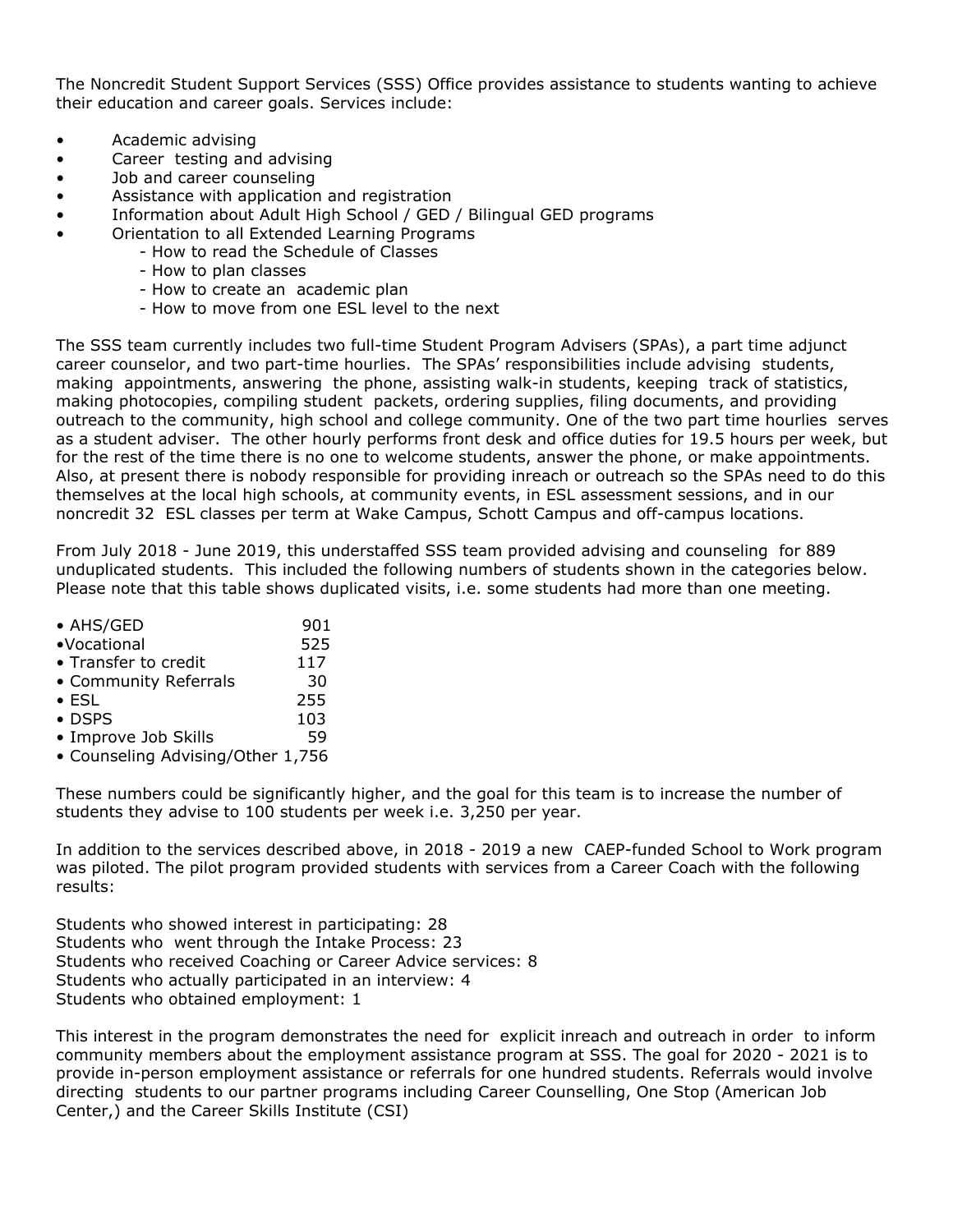The Noncredit Student Support Services (SSS) Office provides assistance to students wanting to achieve their education and career goals. Services include:

- Academic advising
- Career testing and advising
- Job and career counseling
- Assistance with application and registration
- Information about Adult High School / GED / Bilingual GED programs
- Orientation to all Extended Learning Programs
  - How to read the Schedule of Classes
  - How to plan classes
  - How to create an academic plan
  - How to move from one ESL level to the next

The SSS team currently includes two full-time Student Program Advisers (SPAs), a part time adjunct career counselor, and two part-time hourlies. The SPAs' responsibilities include advising students, making appointments, answering the phone, assisting walk-in students, keeping track of statistics, making photocopies, compiling student packets, ordering supplies, filing documents, and providing outreach to the community, high school and college community. One of the two part time hourlies serves as a student adviser. The other hourly performs front desk and office duties for 19.5 hours per week, but for the rest of the time there is no one to welcome students, answer the phone, or make appointments. Also, at present there is nobody responsible for providing inreach or outreach so the SPAs need to do this themselves at the local high schools, at community events, in ESL assessment sessions, and in our noncredit 32 ESL classes per term at Wake Campus, Schott Campus and off-campus locations.

From July 2018 - June 2019, this understaffed SSS team provided advising and counseling for 889 unduplicated students. This included the following numbers of students shown in the categories below. Please note that this table shows duplicated visits, i.e. some students had more than one meeting.

| Category | Number |
|---|---|
| • AHS/GED | 901 |
| • Vocational | 525 |
| • Transfer to credit | 117 |
| • Community Referrals | 30 |
| • ESL | 255 |
| • DSPS | 103 |
| • Improve Job Skills | 59 |
| • Counseling Advising/Other | 1,756 |

These numbers could be significantly higher, and the goal for this team is to increase the number of students they advise to 100 students per week i.e. 3,250 per year.

In addition to the services described above, in 2018 - 2019 a new CAEP-funded School to Work program was piloted. The pilot program provided students with services from a Career Coach with the following results:

Students who showed interest in participating: 28
Students who went through the Intake Process: 23
Students who received Coaching or Career Advice services: 8
Students who actually participated in an interview: 4
Students who obtained employment: 1

This interest in the program demonstrates the need for explicit inreach and outreach in order to inform community members about the employment assistance program at SSS. The goal for 2020 - 2021 is to provide in-person employment assistance or referrals for one hundred students. Referrals would involve directing students to our partner programs including Career Counselling, One Stop (American Job Center,) and the Career Skills Institute (CSI)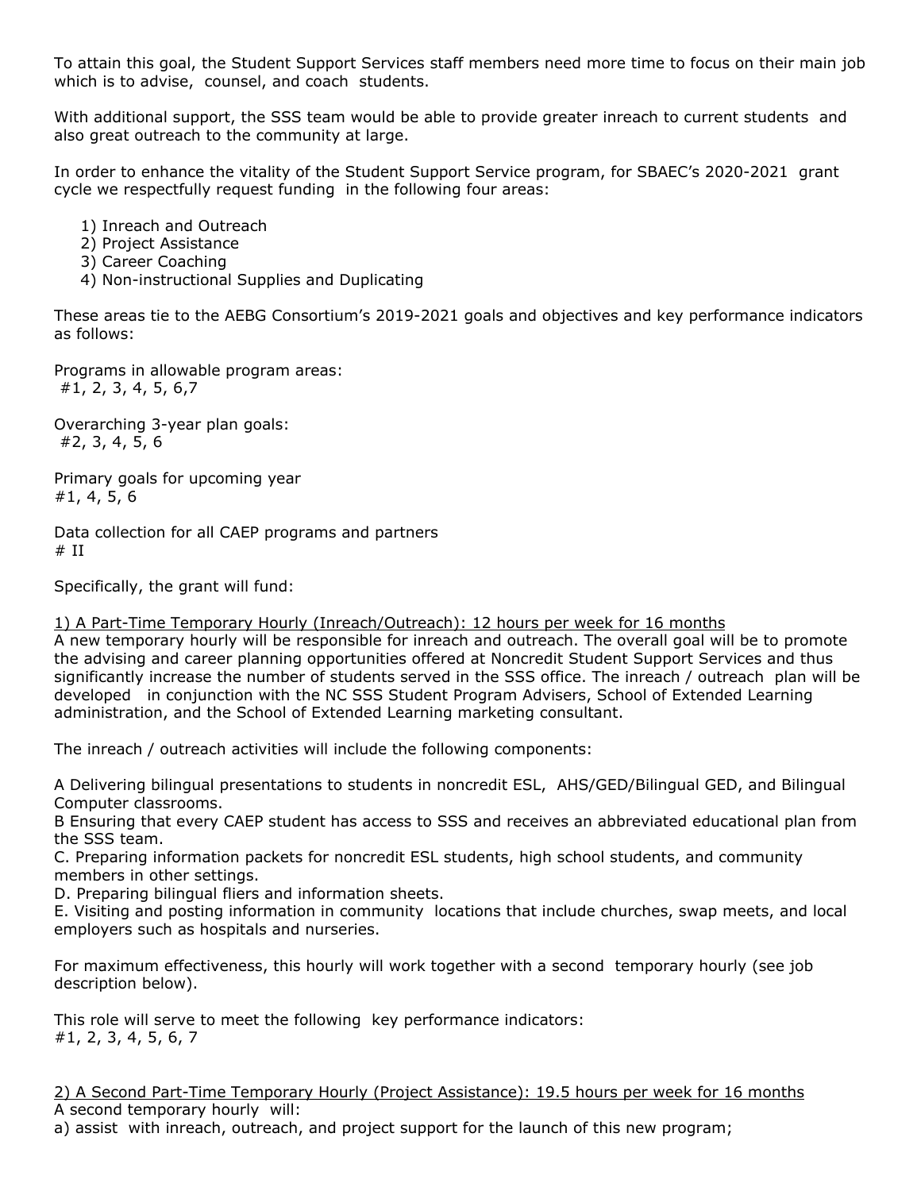To attain this goal, the Student Support Services staff members need more time to focus on their main job which is to advise, counsel, and coach students.

With additional support, the SSS team would be able to provide greater inreach to current students and also great outreach to the community at large.

In order to enhance the vitality of the Student Support Service program, for SBAEC's 2020-2021 grant cycle we respectfully request funding in the following four areas:

1) Inreach and Outreach
2) Project Assistance
3) Career Coaching
4) Non-instructional Supplies and Duplicating

These areas tie to the AEBG Consortium's 2019-2021 goals and objectives and key performance indicators as follows:

Programs in allowable program areas:
#1, 2, 3, 4, 5, 6,7

Overarching 3-year plan goals:
#2, 3, 4, 5, 6

Primary goals for upcoming year
#1, 4, 5, 6

Data collection for all CAEP programs and partners
# II

Specifically, the grant will fund:

<u>1) A Part-Time Temporary Hourly (Inreach/Outreach): 12 hours per week for 16 months</u>
A new temporary hourly will be responsible for inreach and outreach. The overall goal will be to promote the advising and career planning opportunities offered at Noncredit Student Support Services and thus significantly increase the number of students served in the SSS office. The inreach / outreach plan will be developed in conjunction with the NC SSS Student Program Advisers, School of Extended Learning administration, and the School of Extended Learning marketing consultant.

The inreach / outreach activities will include the following components:

A Delivering bilingual presentations to students in noncredit ESL, AHS/GED/Bilingual GED, and Bilingual Computer classrooms.
B Ensuring that every CAEP student has access to SSS and receives an abbreviated educational plan from the SSS team.
C. Preparing information packets for noncredit ESL students, high school students, and community members in other settings.
D. Preparing bilingual fliers and information sheets.
E. Visiting and posting information in community locations that include churches, swap meets, and local employers such as hospitals and nurseries.

For maximum effectiveness, this hourly will work together with a second temporary hourly (see job description below).

This role will serve to meet the following key performance indicators:
#1, 2, 3, 4, 5, 6, 7

<u>2) A Second Part-Time Temporary Hourly (Project Assistance): 19.5 hours per week for 16 months</u>
A second temporary hourly will:
a) assist with inreach, outreach, and project support for the launch of this new program;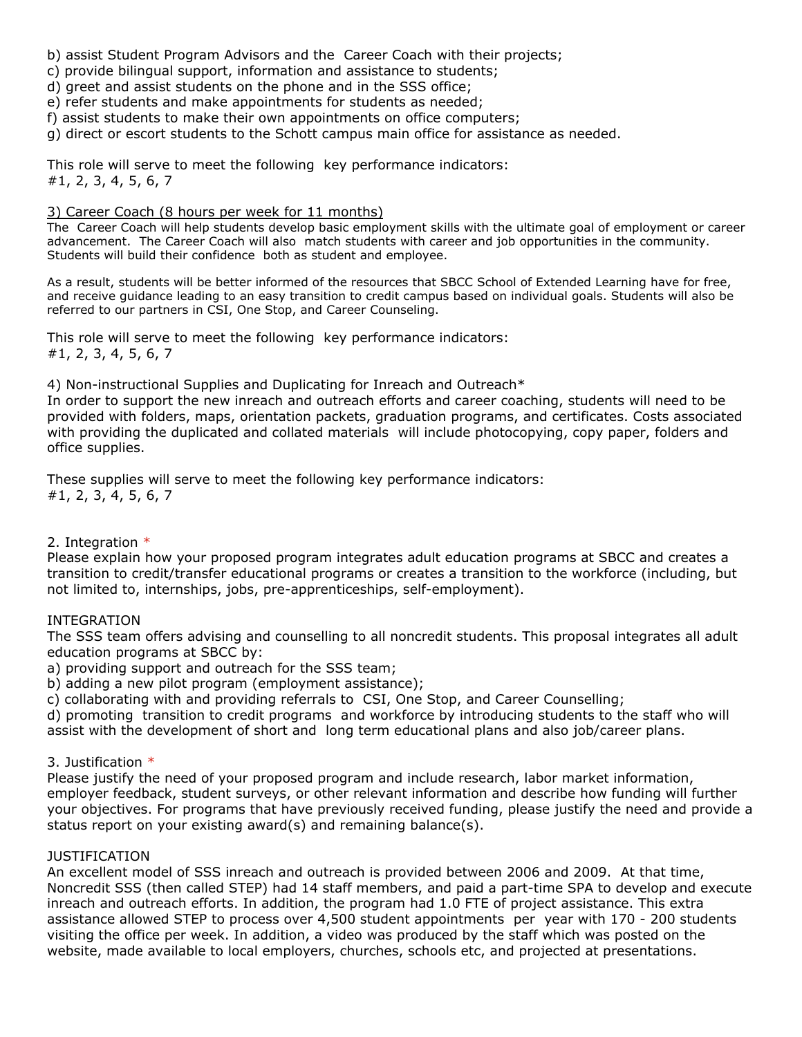b) assist Student Program Advisors and the Career Coach with their projects;
c) provide bilingual support, information and assistance to students;
d) greet and assist students on the phone and in the SSS office;
e) refer students and make appointments for students as needed;
f) assist students to make their own appointments on office computers;
g) direct or escort students to the Schott campus main office for assistance as needed.

This role will serve to meet the following key performance indicators:
#1, 2, 3, 4, 5, 6, 7

<u>3) Career Coach (8 hours per week for 11 months)</u>
The Career Coach will help students develop basic employment skills with the ultimate goal of employment or career advancement. The Career Coach will also match students with career and job opportunities in the community. Students will build their confidence both as student and employee.

As a result, students will be better informed of the resources that SBCC School of Extended Learning have for free, and receive guidance leading to an easy transition to credit campus based on individual goals. Students will also be referred to our partners in CSI, One Stop, and Career Counseling.

This role will serve to meet the following key performance indicators:
#1, 2, 3, 4, 5, 6, 7

4) Non-instructional Supplies and Duplicating for Inreach and Outreach*
In order to support the new inreach and outreach efforts and career coaching, students will need to be provided with folders, maps, orientation packets, graduation programs, and certificates. Costs associated with providing the duplicated and collated materials will include photocopying, copy paper, folders and office supplies.

These supplies will serve to meet the following key performance indicators:
#1, 2, 3, 4, 5, 6, 7

2. Integration *
Please explain how your proposed program integrates adult education programs at SBCC and creates a transition to credit/transfer educational programs or creates a transition to the workforce (including, but not limited to, internships, jobs, pre-apprenticeships, self-employment).

INTEGRATION
The SSS team offers advising and counselling to all noncredit students. This proposal integrates all adult education programs at SBCC by:
a) providing support and outreach for the SSS team;
b) adding a new pilot program (employment assistance);
c) collaborating with and providing referrals to CSI, One Stop, and Career Counselling;
d) promoting transition to credit programs and workforce by introducing students to the staff who will assist with the development of short and long term educational plans and also job/career plans.

3. Justification *
Please justify the need of your proposed program and include research, labor market information, employer feedback, student surveys, or other relevant information and describe how funding will further your objectives. For programs that have previously received funding, please justify the need and provide a status report on your existing award(s) and remaining balance(s).

JUSTIFICATION
An excellent model of SSS inreach and outreach is provided between 2006 and 2009. At that time, Noncredit SSS (then called STEP) had 14 staff members, and paid a part-time SPA to develop and execute inreach and outreach efforts. In addition, the program had 1.0 FTE of project assistance. This extra assistance allowed STEP to process over 4,500 student appointments per year with 170 - 200 students visiting the office per week. In addition, a video was produced by the staff which was posted on the website, made available to local employers, churches, schools etc, and projected at presentations.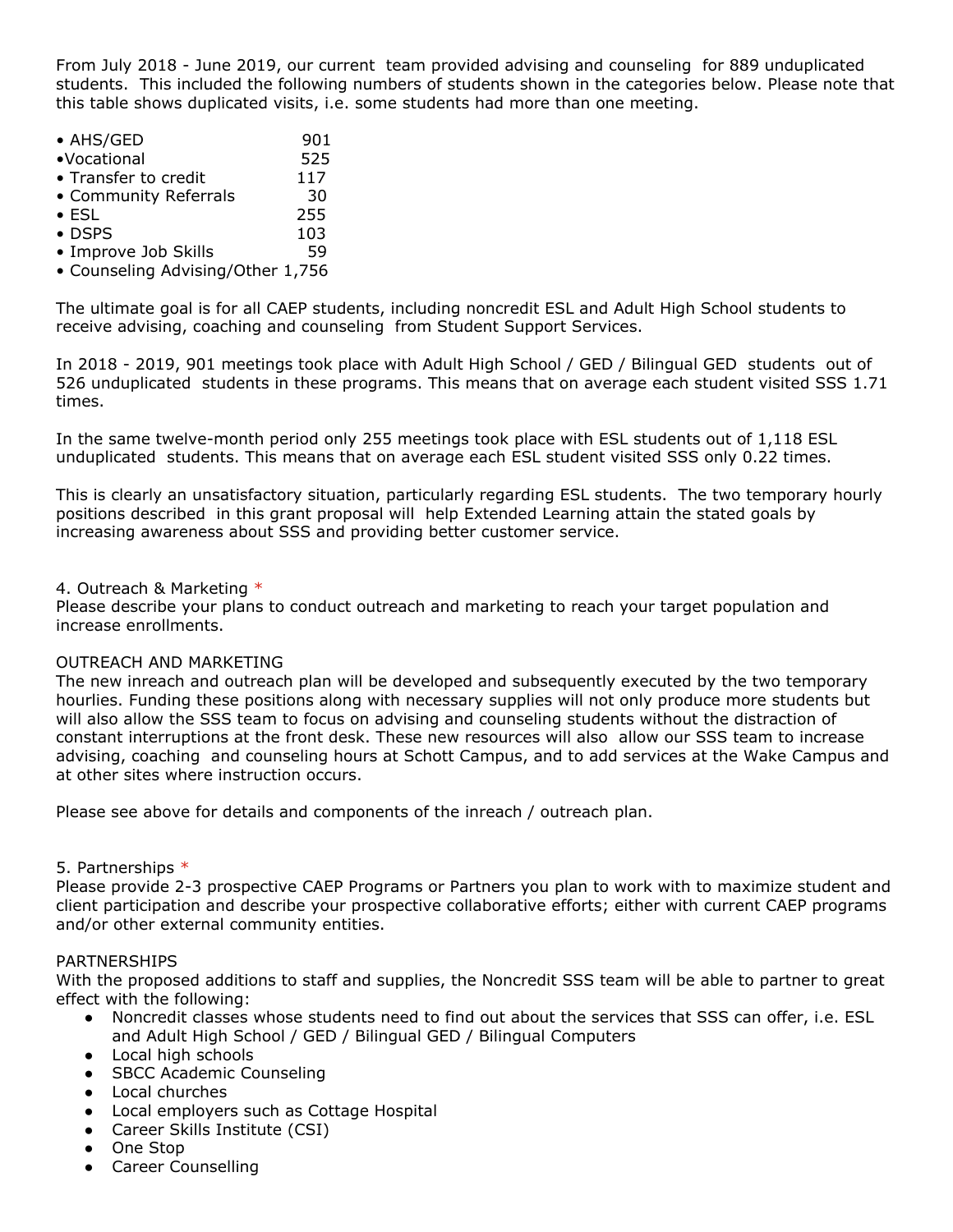From July 2018 - June 2019, our current team provided advising and counseling for 889 unduplicated students. This included the following numbers of students shown in the categories below. Please note that this table shows duplicated visits, i.e. some students had more than one meeting.

| | |
|---|---|
| • AHS/GED | 901 |
| •Vocational | 525 |
| • Transfer to credit | 117 |
| • Community Referrals | 30 |
| • ESL | 255 |
| • DSPS | 103 |
| • Improve Job Skills | 59 |
| • Counseling Advising/Other | 1,756 |

The ultimate goal is for all CAEP students, including noncredit ESL and Adult High School students to receive advising, coaching and counseling from Student Support Services.

In 2018 - 2019, 901 meetings took place with Adult High School / GED / Bilingual GED students out of 526 unduplicated students in these programs. This means that on average each student visited SSS 1.71 times.

In the same twelve-month period only 255 meetings took place with ESL students out of 1,118 ESL unduplicated students. This means that on average each ESL student visited SSS only 0.22 times.

This is clearly an unsatisfactory situation, particularly regarding ESL students. The two temporary hourly positions described in this grant proposal will help Extended Learning attain the stated goals by increasing awareness about SSS and providing better customer service.

4. Outreach & Marketing *
Please describe your plans to conduct outreach and marketing to reach your target population and increase enrollments.

OUTREACH AND MARKETING
The new inreach and outreach plan will be developed and subsequently executed by the two temporary hourlies. Funding these positions along with necessary supplies will not only produce more students but will also allow the SSS team to focus on advising and counseling students without the distraction of constant interruptions at the front desk. These new resources will also allow our SSS team to increase advising, coaching and counseling hours at Schott Campus, and to add services at the Wake Campus and at other sites where instruction occurs.

Please see above for details and components of the inreach / outreach plan.

5. Partnerships *
Please provide 2-3 prospective CAEP Programs or Partners you plan to work with to maximize student and client participation and describe your prospective collaborative efforts; either with current CAEP programs and/or other external community entities.

PARTNERSHIPS
With the proposed additions to staff and supplies, the Noncredit SSS team will be able to partner to great effect with the following:

- Noncredit classes whose students need to find out about the services that SSS can offer, i.e. ESL and Adult High School / GED / Bilingual GED / Bilingual Computers
- Local high schools
- SBCC Academic Counseling
- Local churches
- Local employers such as Cottage Hospital
- Career Skills Institute (CSI)
- One Stop
- Career Counselling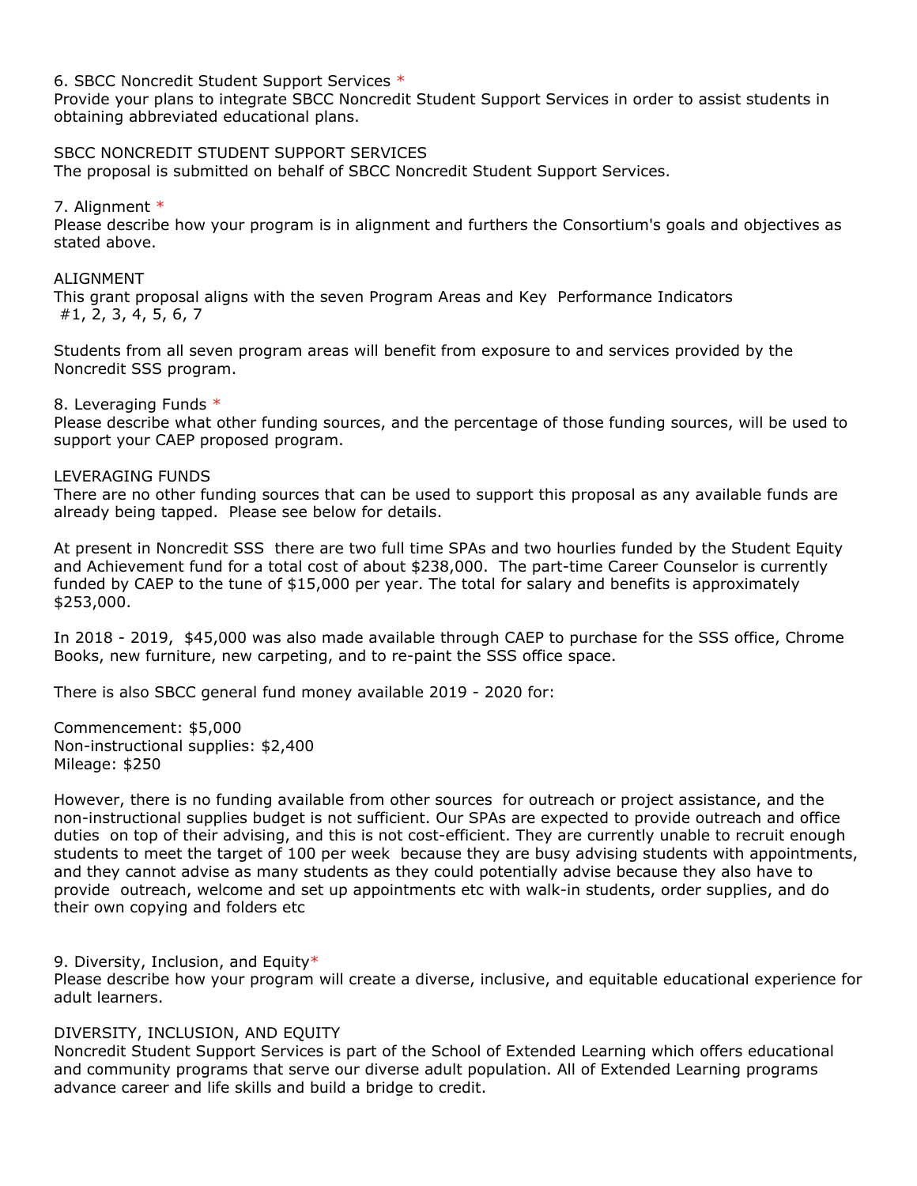6. SBCC Noncredit Student Support Services *
Provide your plans to integrate SBCC Noncredit Student Support Services in order to assist students in obtaining abbreviated educational plans.

SBCC NONCREDIT STUDENT SUPPORT SERVICES
The proposal is submitted on behalf of SBCC Noncredit Student Support Services.

7. Alignment *
Please describe how your program is in alignment and furthers the Consortium's goals and objectives as stated above.

ALIGNMENT
This grant proposal aligns with the seven Program Areas and Key Performance Indicators
#1, 2, 3, 4, 5, 6, 7

Students from all seven program areas will benefit from exposure to and services provided by the Noncredit SSS program.

8. Leveraging Funds *
Please describe what other funding sources, and the percentage of those funding sources, will be used to support your CAEP proposed program.

LEVERAGING FUNDS
There are no other funding sources that can be used to support this proposal as any available funds are already being tapped. Please see below for details.

At present in Noncredit SSS there are two full time SPAs and two hourlies funded by the Student Equity and Achievement fund for a total cost of about $238,000. The part-time Career Counselor is currently funded by CAEP to the tune of $15,000 per year. The total for salary and benefits is approximately $253,000.

In 2018 - 2019, $45,000 was also made available through CAEP to purchase for the SSS office, Chrome Books, new furniture, new carpeting, and to re-paint the SSS office space.

There is also SBCC general fund money available 2019 - 2020 for:

Commencement: $5,000
Non-instructional supplies: $2,400
Mileage: $250

However, there is no funding available from other sources for outreach or project assistance, and the non-instructional supplies budget is not sufficient. Our SPAs are expected to provide outreach and office duties on top of their advising, and this is not cost-efficient. They are currently unable to recruit enough students to meet the target of 100 per week because they are busy advising students with appointments, and they cannot advise as many students as they could potentially advise because they also have to provide outreach, welcome and set up appointments etc with walk-in students, order supplies, and do their own copying and folders etc

9. Diversity, Inclusion, and Equity*
Please describe how your program will create a diverse, inclusive, and equitable educational experience for adult learners.

DIVERSITY, INCLUSION, AND EQUITY
Noncredit Student Support Services is part of the School of Extended Learning which offers educational and community programs that serve our diverse adult population. All of Extended Learning programs advance career and life skills and build a bridge to credit.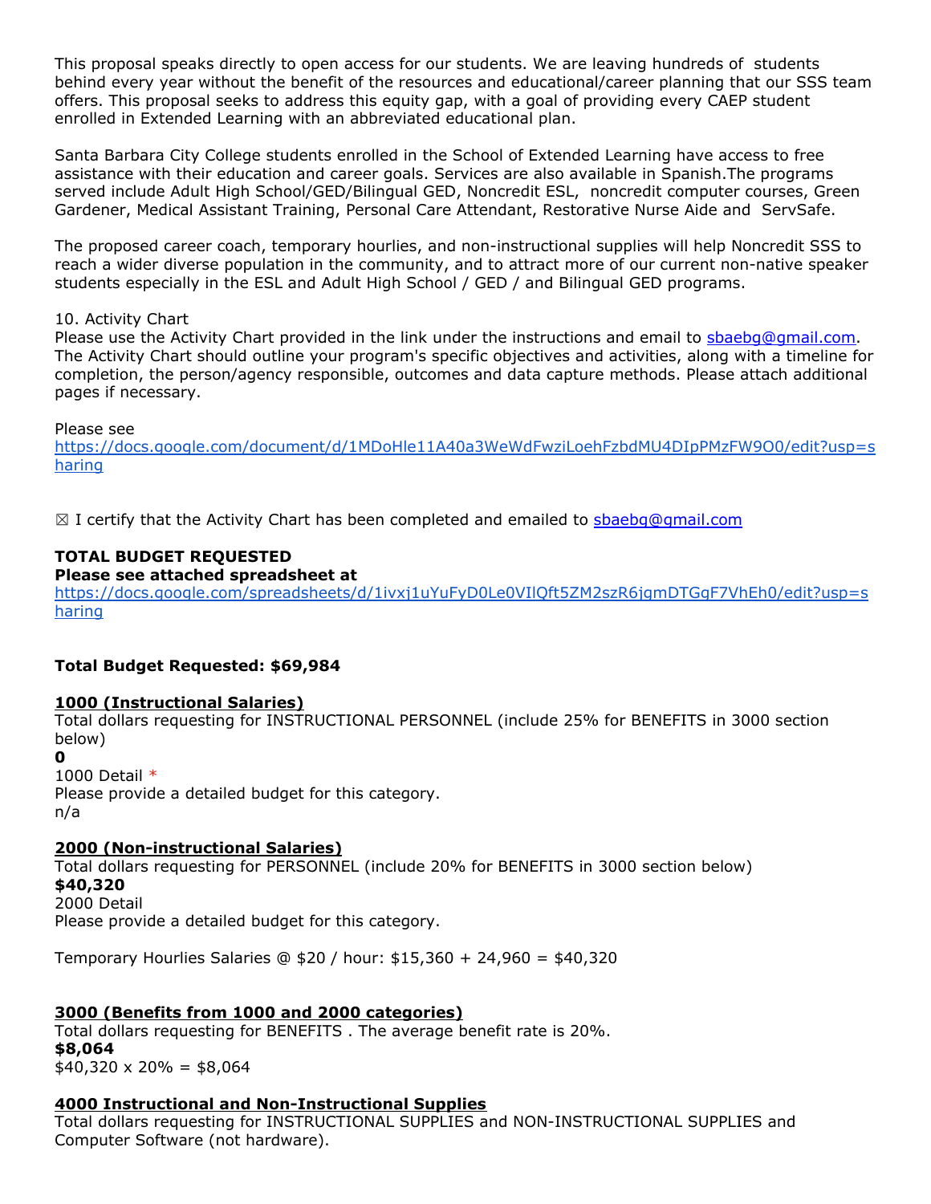This proposal speaks directly to open access for our students. We are leaving hundreds of students behind every year without the benefit of the resources and educational/career planning that our SSS team offers. This proposal seeks to address this equity gap, with a goal of providing every CAEP student enrolled in Extended Learning with an abbreviated educational plan.

Santa Barbara City College students enrolled in the School of Extended Learning have access to free assistance with their education and career goals. Services are also available in Spanish.The programs served include Adult High School/GED/Bilingual GED, Noncredit ESL, noncredit computer courses, Green Gardener, Medical Assistant Training, Personal Care Attendant, Restorative Nurse Aide and ServSafe.

The proposed career coach, temporary hourlies, and non-instructional supplies will help Noncredit SSS to reach a wider diverse population in the community, and to attract more of our current non-native speaker students especially in the ESL and Adult High School / GED / and Bilingual GED programs.

10. Activity Chart
Please use the Activity Chart provided in the link under the instructions and email to sbaebg@gmail.com. The Activity Chart should outline your program's specific objectives and activities, along with a timeline for completion, the person/agency responsible, outcomes and data capture methods. Please attach additional pages if necessary.

Please see
https://docs.google.com/document/d/1MDoHle11A40a3WeWdFwziLoehFzbdMU4DIpPMzFW9O0/edit?usp=sharing

☒ I certify that the Activity Chart has been completed and emailed to sbaebg@gmail.com

**TOTAL BUDGET REQUESTED**
**Please see attached spreadsheet at**
https://docs.google.com/spreadsheets/d/1ivxj1uYuFyD0Le0VIlQft5ZM2szR6jgmDTGqF7VhEh0/edit?usp=sharing

**Total Budget Requested: $69,984**

**1000 (Instructional Salaries)**
Total dollars requesting for INSTRUCTIONAL PERSONNEL (include 25% for BENEFITS in 3000 section below)
**0**
1000 Detail *
Please provide a detailed budget for this category.
n/a

**2000 (Non-instructional Salaries)**
Total dollars requesting for PERSONNEL (include 20% for BENEFITS in 3000 section below)
**$40,320**
2000 Detail
Please provide a detailed budget for this category.

Temporary Hourlies Salaries @ $20 / hour: $15,360 + 24,960 = $40,320

**3000 (Benefits from 1000 and 2000 categories)**
Total dollars requesting for BENEFITS . The average benefit rate is 20%.
**$8,064**
$40,320 x 20% = $8,064

**4000 Instructional and Non-Instructional Supplies**
Total dollars requesting for INSTRUCTIONAL SUPPLIES and NON-INSTRUCTIONAL SUPPLIES and Computer Software (not hardware).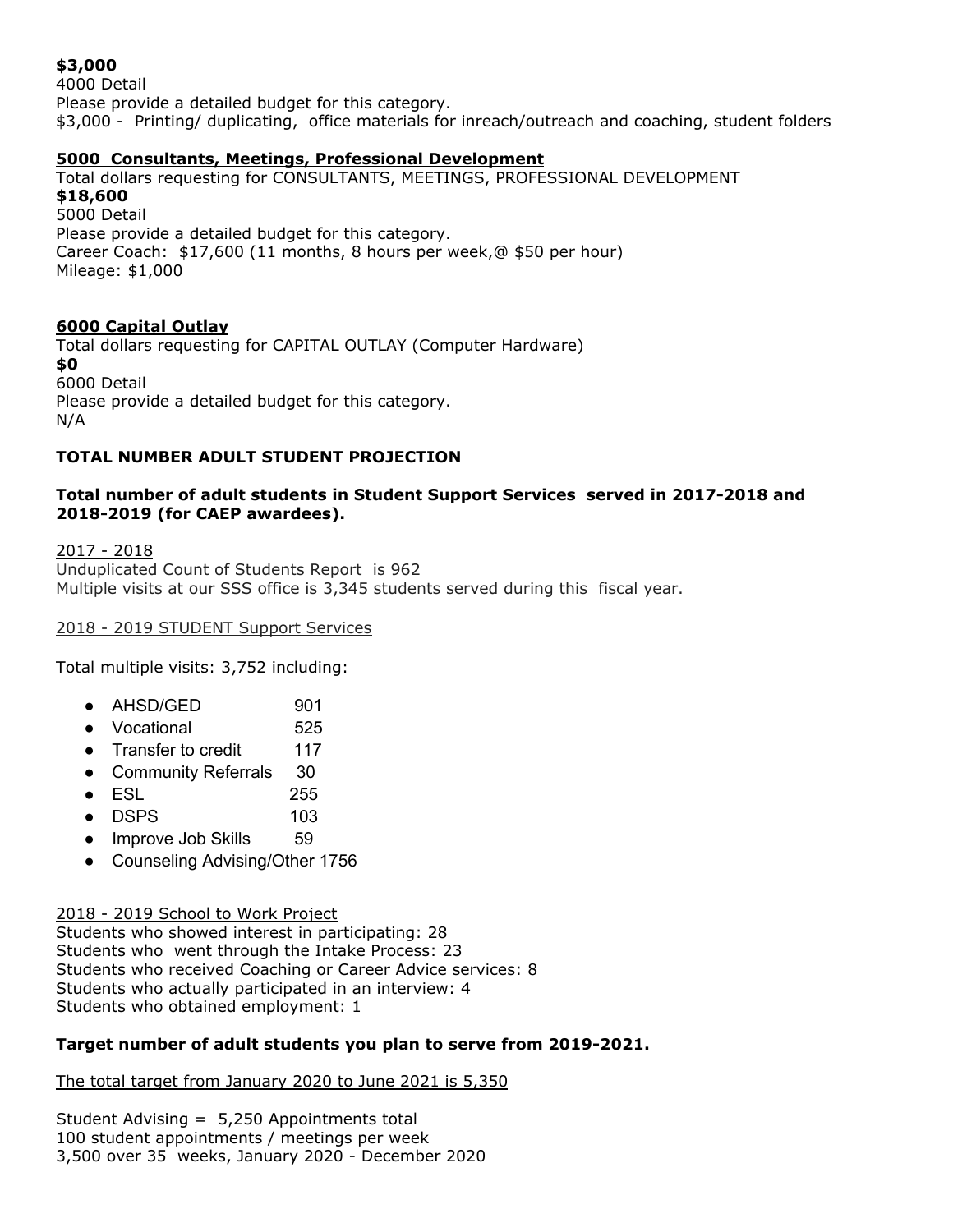**$3,000**
4000 Detail
Please provide a detailed budget for this category.
$3,000 - Printing/ duplicating, office materials for inreach/outreach and coaching, student folders

**5000 Consultants, Meetings, Professional Development**

Total dollars requesting for CONSULTANTS, MEETINGS, PROFESSIONAL DEVELOPMENT
**$18,600**
5000 Detail
Please provide a detailed budget for this category.
Career Coach: $17,600 (11 months, 8 hours per week,@ $50 per hour)
Mileage: $1,000

**6000 Capital Outlay**

Total dollars requesting for CAPITAL OUTLAY (Computer Hardware)
**$0**
6000 Detail
Please provide a detailed budget for this category.
N/A

**TOTAL NUMBER ADULT STUDENT PROJECTION**

**Total number of adult students in Student Support Services served in 2017-2018 and 2018-2019 (for CAEP awardees).**

2017 - 2018
Unduplicated Count of Students Report is 962
Multiple visits at our SSS office is 3,345 students served during this fiscal year.

2018 - 2019 STUDENT Support Services

Total multiple visits: 3,752 including:

- AHSD/GED 901
- Vocational 525
- Transfer to credit 117
- Community Referrals 30
- ESL 255
- DSPS 103
- Improve Job Skills 59
- Counseling Advising/Other 1756

2018 - 2019 School to Work Project
Students who showed interest in participating: 28
Students who went through the Intake Process: 23
Students who received Coaching or Career Advice services: 8
Students who actually participated in an interview: 4
Students who obtained employment: 1

**Target number of adult students you plan to serve from 2019-2021.**

The total target from January 2020 to June 2021 is 5,350

Student Advising = 5,250 Appointments total
100 student appointments / meetings per week
3,500 over 35 weeks, January 2020 - December 2020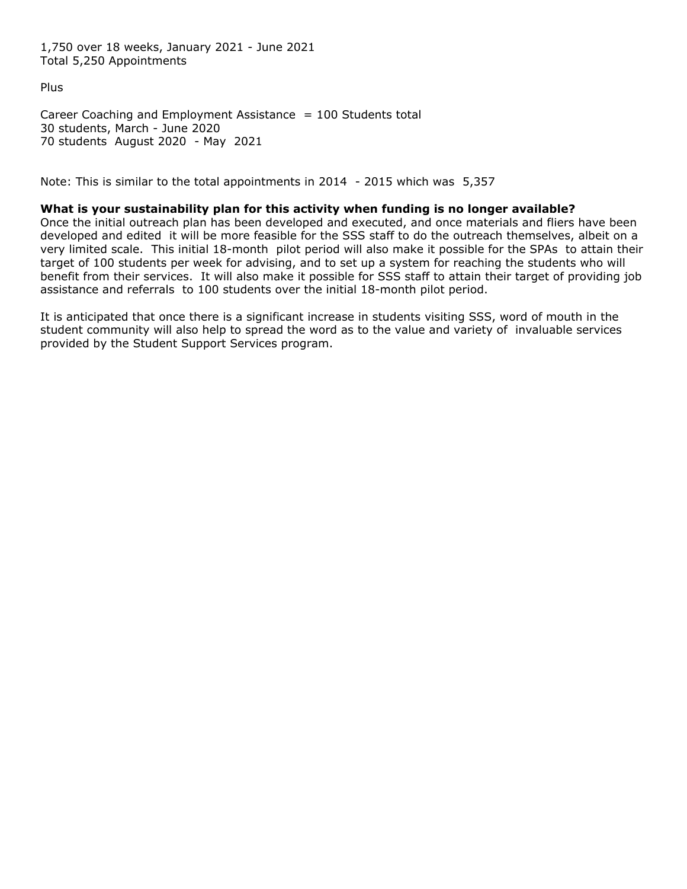1,750 over 18 weeks, January 2021 - June 2021
Total 5,250 Appointments

Plus

Career Coaching and Employment Assistance = 100 Students total
30 students, March - June 2020
70 students August 2020 - May 2021

Note: This is similar to the total appointments in 2014 - 2015 which was 5,357

**What is your sustainability plan for this activity when funding is no longer available?**
Once the initial outreach plan has been developed and executed, and once materials and fliers have been developed and edited it will be more feasible for the SSS staff to do the outreach themselves, albeit on a very limited scale. This initial 18-month pilot period will also make it possible for the SPAs to attain their target of 100 students per week for advising, and to set up a system for reaching the students who will benefit from their services. It will also make it possible for SSS staff to attain their target of providing job assistance and referrals to 100 students over the initial 18-month pilot period.

It is anticipated that once there is a significant increase in students visiting SSS, word of mouth in the student community will also help to spread the word as to the value and variety of invaluable services provided by the Student Support Services program.